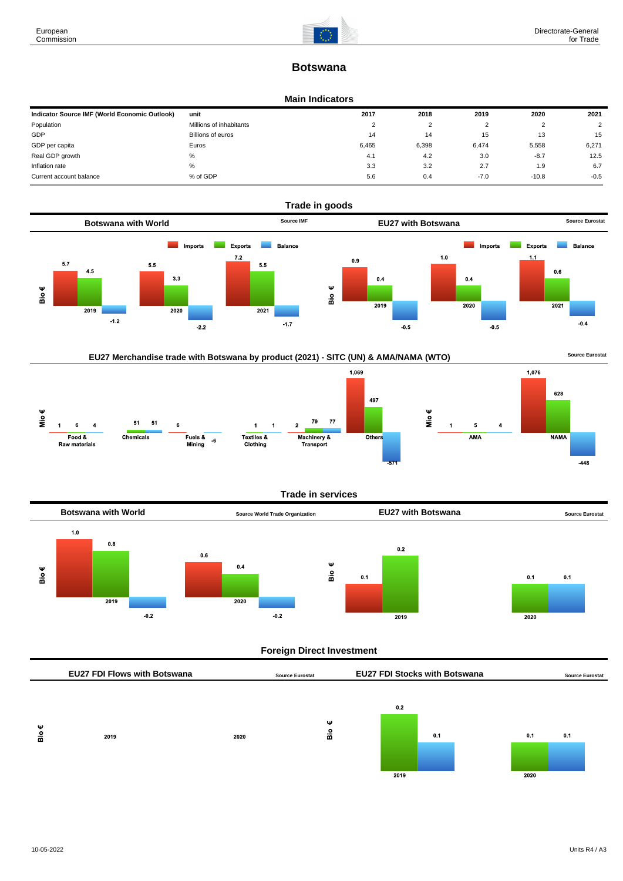# Botswana

## Main Indicators

| Indicator Source IMF (World Economic Outlook) | unit | 2017 | 2018 | 2019 | 2020 | 2021 |
|---|---|---|---|---|---|---|
| Population | Millions of inhabitants | 2 | 2 | 2 | 2 | 2 |
| GDP | Billions of euros | 14 | 14 | 15 | 13 | 15 |
| GDP per capita | Euros | 6,465 | 6,398 | 6,474 | 5,558 | 6,271 |
| Real GDP growth | % | 4.1 | 4.2 | 3.0 | -8.7 | 12.5 |
| Inflation rate | % | 3.3 | 3.2 | 2.7 | 1.9 | 6.7 |
| Current account balance | % of GDP | 5.6 | 0.4 | -7.0 | -10.8 | -0.5 |

## Trade in goods

### Botswana with World

Source IMF

Imports Exports Balance

Bio €

5.7 4.5 -1.2
2019

5.5 3.3 -2.2
2020

7.2 5.5 -1.7
2021

### EU27 with Botswana

Source Eurostat

Imports Exports Balance

Bio €

0.9 0.4 -0.5
2019

1.0 0.4 -0.5
2020

1.1 0.6 -0.4
2021

### EU27 Merchandise trade with Botswana by product (2021) - SITC (UN) & AMA/NAMA (WTO)

Source Eurostat

Mio €

Food & Raw materials: 1 6 4
Chemicals: 51 51
Fuels & Mining: 6 -6
Textiles & Clothing: 1 1
Machinery & Transport: 2 79 77
Others: 1,069 497 -571

Mio €

AMA: 1 5 4
NAMA: 1,076 628 -448

## Trade in services

### Botswana with World

Source World Trade Organization

Bio €

1.0 0.8 -0.2
2019

0.6 0.4 -0.2
2020

### EU27 with Botswana

Source Eurostat

Bio €

0.1 0.2
2019

0.1 0.1
2020

## Foreign Direct Investment

### EU27 FDI Flows with Botswana

Source Eurostat

Bio €

2019

2020

### EU27 FDI Stocks with Botswana

Source Eurostat

Bio €

0.2 0.1
2019

0.1 0.1
2020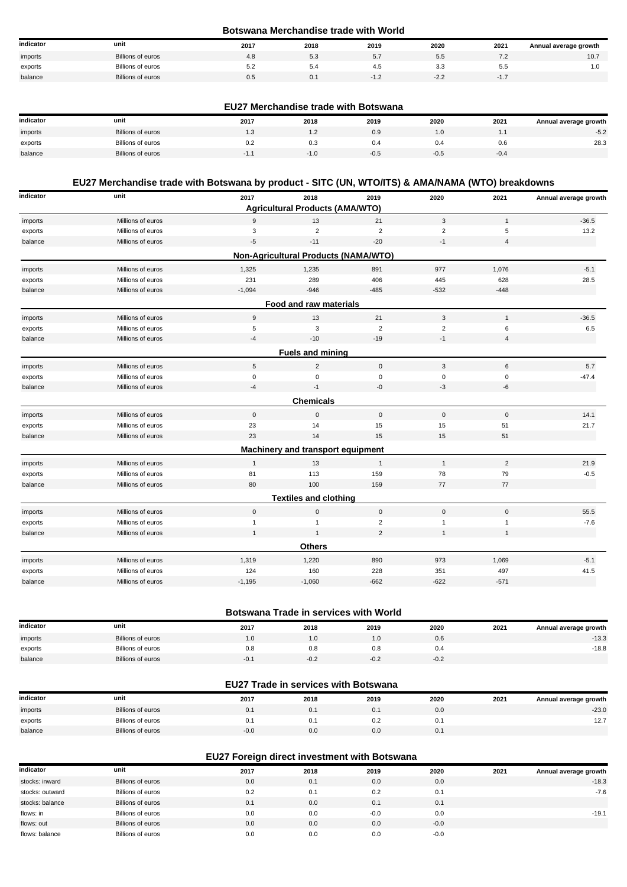### Botswana Merchandise trade with World

| indicator | unit | 2017 | 2018 | 2019 | 2020 | 2021 | Annual average growth |
|---|---|---|---|---|---|---|---|
| imports | Billions of euros | 4.8 | 5.3 | 5.7 | 5.5 | 7.2 | 10.7 |
| exports | Billions of euros | 5.2 | 5.4 | 4.5 | 3.3 | 5.5 | 1.0 |
| balance | Billions of euros | 0.5 | 0.1 | -1.2 | -2.2 | -1.7 | |

### EU27 Merchandise trade with Botswana

| indicator | unit | 2017 | 2018 | 2019 | 2020 | 2021 | Annual average growth |
|---|---|---|---|---|---|---|---|
| imports | Billions of euros | 1.3 | 1.2 | 0.9 | 1.0 | 1.1 | -5.2 |
| exports | Billions of euros | 0.2 | 0.3 | 0.4 | 0.4 | 0.6 | 28.3 |
| balance | Billions of euros | -1.1 | -1.0 | -0.5 | -0.5 | -0.4 | |

### EU27 Merchandise trade with Botswana by product - SITC (UN, WTO/ITS) & AMA/NAMA (WTO) breakdowns

| indicator | unit | 2017 | 2018 | 2019 | 2020 | 2021 | Annual average growth |
|---|---|---|---|---|---|---|---|
| | | | **Agricultural Products (AMA/WTO)** | | | | |
| imports | Millions of euros | 9 | 13 | 21 | 3 | 1 | -36.5 |
| exports | Millions of euros | 3 | 2 | 2 | 2 | 5 | 13.2 |
| balance | Millions of euros | -5 | -11 | -20 | -1 | 4 | |
| | | | **Non-Agricultural Products (NAMA/WTO)** | | | | |
| imports | Millions of euros | 1,325 | 1,235 | 891 | 977 | 1,076 | -5.1 |
| exports | Millions of euros | 231 | 289 | 406 | 445 | 628 | 28.5 |
| balance | Millions of euros | -1,094 | -946 | -485 | -532 | -448 | |
| | | | **Food and raw materials** | | | | |
| imports | Millions of euros | 9 | 13 | 21 | 3 | 1 | -36.5 |
| exports | Millions of euros | 5 | 3 | 2 | 2 | 6 | 6.5 |
| balance | Millions of euros | -4 | -10 | -19 | -1 | 4 | |
| | | | **Fuels and mining** | | | | |
| imports | Millions of euros | 5 | 2 | 0 | 3 | 6 | 5.7 |
| exports | Millions of euros | 0 | 0 | 0 | 0 | 0 | -47.4 |
| balance | Millions of euros | -4 | -1 | -0 | -3 | -6 | |
| | | | **Chemicals** | | | | |
| imports | Millions of euros | 0 | 0 | 0 | 0 | 0 | 14.1 |
| exports | Millions of euros | 23 | 14 | 15 | 15 | 51 | 21.7 |
| balance | Millions of euros | 23 | 14 | 15 | 15 | 51 | |
| | | | **Machinery and transport equipment** | | | | |
| imports | Millions of euros | 1 | 13 | 1 | 1 | 2 | 21.9 |
| exports | Millions of euros | 81 | 113 | 159 | 78 | 79 | -0.5 |
| balance | Millions of euros | 80 | 100 | 159 | 77 | 77 | |
| | | | **Textiles and clothing** | | | | |
| imports | Millions of euros | 0 | 0 | 0 | 0 | 0 | 55.5 |
| exports | Millions of euros | 1 | 1 | 2 | 1 | 1 | -7.6 |
| balance | Millions of euros | 1 | 1 | 2 | 1 | 1 | |
| | | | **Others** | | | | |
| imports | Millions of euros | 1,319 | 1,220 | 890 | 973 | 1,069 | -5.1 |
| exports | Millions of euros | 124 | 160 | 228 | 351 | 497 | 41.5 |
| balance | Millions of euros | -1,195 | -1,060 | -662 | -622 | -571 | |

### Botswana Trade in services with World

| indicator | unit | 2017 | 2018 | 2019 | 2020 | 2021 | Annual average growth |
|---|---|---|---|---|---|---|---|
| imports | Billions of euros | 1.0 | 1.0 | 1.0 | 0.6 | | -13.3 |
| exports | Billions of euros | 0.8 | 0.8 | 0.8 | 0.4 | | -18.8 |
| balance | Billions of euros | -0.1 | -0.2 | -0.2 | -0.2 | | |

### EU27 Trade in services with Botswana

| indicator | unit | 2017 | 2018 | 2019 | 2020 | 2021 | Annual average growth |
|---|---|---|---|---|---|---|---|
| imports | Billions of euros | 0.1 | 0.1 | 0.1 | 0.0 | | -23.0 |
| exports | Billions of euros | 0.1 | 0.1 | 0.2 | 0.1 | | 12.7 |
| balance | Billions of euros | -0.0 | 0.0 | 0.0 | 0.1 | | |

### EU27 Foreign direct investment with Botswana

| indicator | unit | 2017 | 2018 | 2019 | 2020 | 2021 | Annual average growth |
|---|---|---|---|---|---|---|---|
| stocks: inward | Billions of euros | 0.0 | 0.1 | 0.0 | 0.0 | | -18.3 |
| stocks: outward | Billions of euros | 0.2 | 0.1 | 0.2 | 0.1 | | -7.6 |
| stocks: balance | Billions of euros | 0.1 | 0.0 | 0.1 | 0.1 | | |
| flows: in | Billions of euros | 0.0 | 0.0 | -0.0 | 0.0 | | -19.1 |
| flows: out | Billions of euros | 0.0 | 0.0 | 0.0 | -0.0 | | |
| flows: balance | Billions of euros | 0.0 | 0.0 | 0.0 | -0.0 | | |